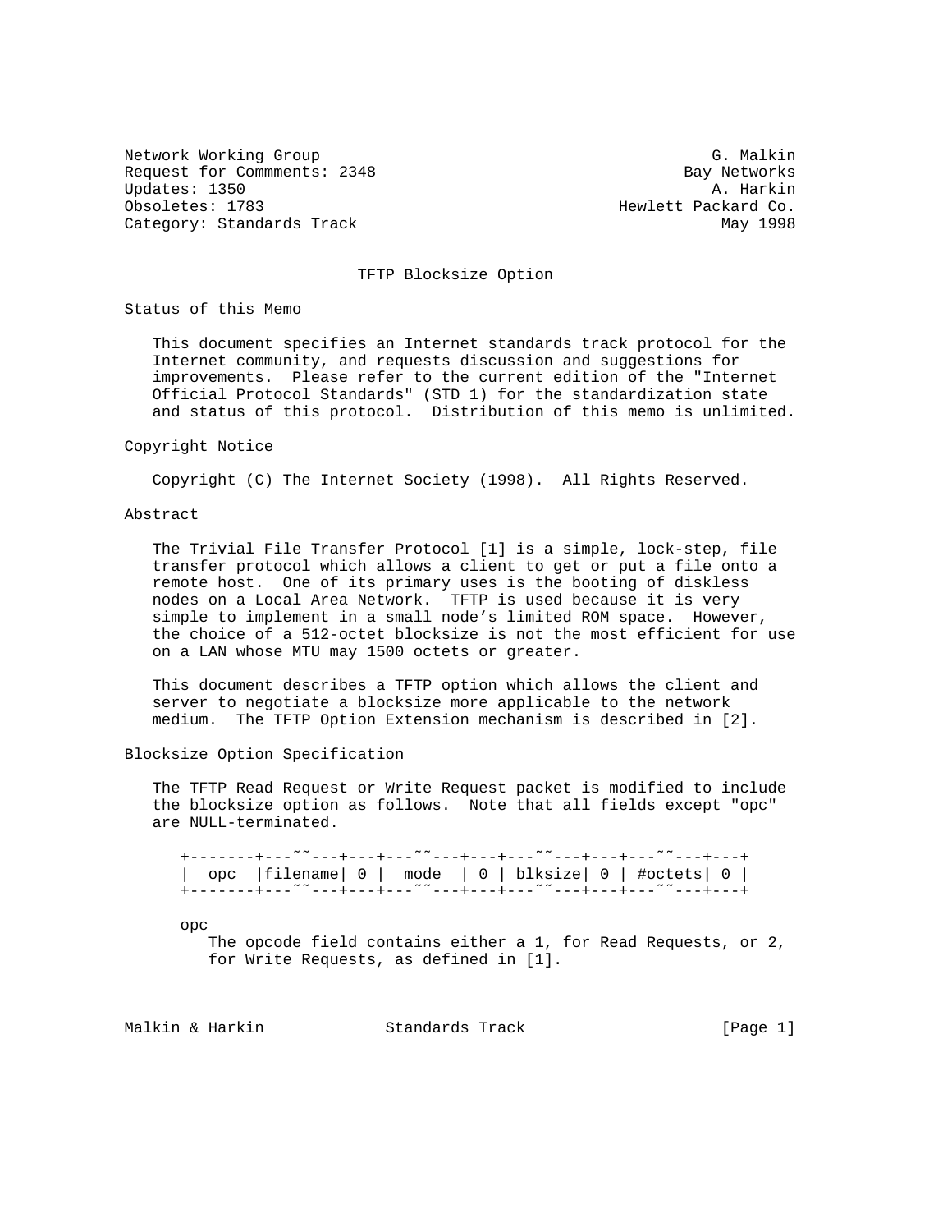Network Working Group G. Malkin
Request for Commments: 2348 Bay Networks
Updates: 1350 A. Harkin
Obsoletes: 1783 Hewlett Packard Co.
Category: Standards Track May 1998

# TFTP Blocksize Option

## Status of this Memo

This document specifies an Internet standards track protocol for the Internet community, and requests discussion and suggestions for improvements. Please refer to the current edition of the "Internet Official Protocol Standards" (STD 1) for the standardization state and status of this protocol. Distribution of this memo is unlimited.

## Copyright Notice

Copyright (C) The Internet Society (1998). All Rights Reserved.

## Abstract

The Trivial File Transfer Protocol [1] is a simple, lock-step, file transfer protocol which allows a client to get or put a file onto a remote host. One of its primary uses is the booting of diskless nodes on a Local Area Network. TFTP is used because it is very simple to implement in a small node's limited ROM space. However, the choice of a 512-octet blocksize is not the most efficient for use on a LAN whose MTU may 1500 octets or greater.

This document describes a TFTP option which allows the client and server to negotiate a blocksize more applicable to the network medium. The TFTP Option Extension mechanism is described in [2].

## Blocksize Option Specification

The TFTP Read Request or Write Request packet is modified to include the blocksize option as follows. Note that all fields except "opc" are NULL-terminated.

```
+-------+---~~---+---+---~~---+---+---~~---+---+---~~---+---+
|  opc  |filename| 0 |  mode  | 0 | blksize| 0 | #octets| 0 |
+-------+---~~---+---+---~~---+---+---~~---+---+---~~---+---+
```

opc
The opcode field contains either a 1, for Read Requests, or 2, for Write Requests, as defined in [1].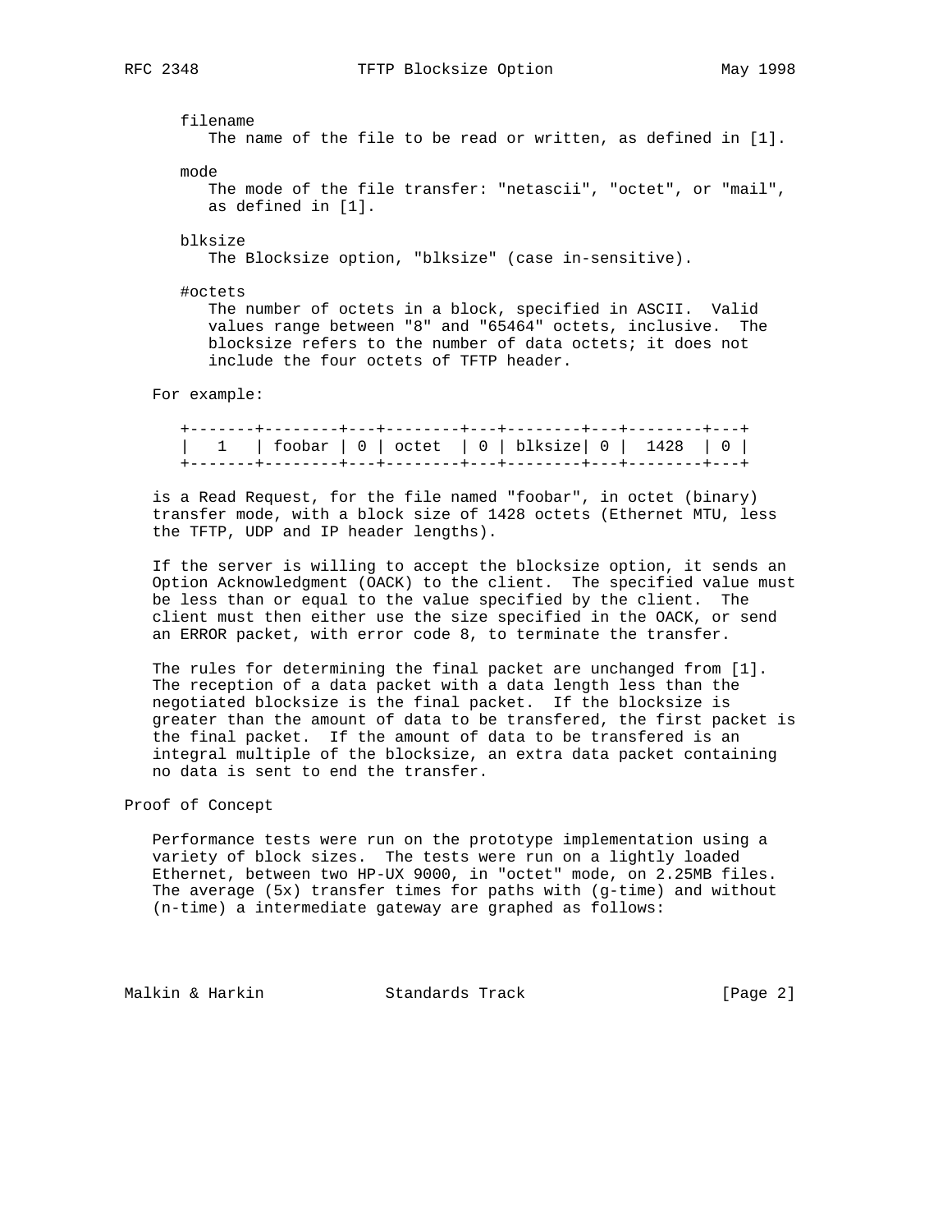filename
   The name of the file to be read or written, as defined in [1].

mode
   The mode of the file transfer: "netascii", "octet", or "mail", as defined in [1].

blksize
   The Blocksize option, "blksize" (case in-sensitive).

#octets
   The number of octets in a block, specified in ASCII. Valid values range between "8" and "65464" octets, inclusive. The blocksize refers to the number of data octets; it does not include the four octets of TFTP header.

For example:

```
+-------+--------+---+--------+---+--------+---+--------+---+
|   1   | foobar | 0 | octet  | 0 | blksize| 0 |  1428  | 0 |
+-------+--------+---+--------+---+--------+---+--------+---+
```

is a Read Request, for the file named "foobar", in octet (binary) transfer mode, with a block size of 1428 octets (Ethernet MTU, less the TFTP, UDP and IP header lengths).

If the server is willing to accept the blocksize option, it sends an Option Acknowledgment (OACK) to the client. The specified value must be less than or equal to the value specified by the client. The client must then either use the size specified in the OACK, or send an ERROR packet, with error code 8, to terminate the transfer.

The rules for determining the final packet are unchanged from [1]. The reception of a data packet with a data length less than the negotiated blocksize is the final packet. If the blocksize is greater than the amount of data to be transfered, the first packet is the final packet. If the amount of data to be transfered is an integral multiple of the blocksize, an extra data packet containing no data is sent to end the transfer.

## Proof of Concept

Performance tests were run on the prototype implementation using a variety of block sizes. The tests were run on a lightly loaded Ethernet, between two HP-UX 9000, in "octet" mode, on 2.25MB files. The average (5x) transfer times for paths with (g-time) and without (n-time) a intermediate gateway are graphed as follows: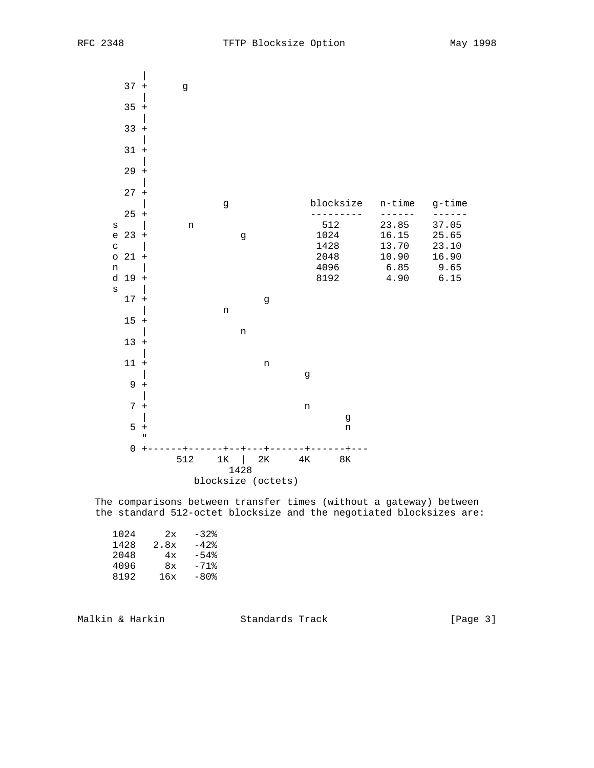```
         |
      37 +      g
         |
      35 +
         |
      33 +
         |
      31 +
         |
      29 +
         |
      27 +
         |           g              blocksize   n-time   g-time
      25 +                          ---------   ------   ------
    s    |       n                     512       23.85    37.05
    e 23 +           g                1024       16.15    25.65
    c    |                            1428       13.70    23.10
    o 21 +                            2048       10.90    16.90
    n    |                            4096        6.85     9.65
    d 19 +                            8192        4.90     6.15
    s    |
      17 +                g
         |           n
      15 +
         |           n
      13 +
         |
      11 +                n
         |                       g
       9 +
         |
       7 +                       n
         |                              g
       5 +                              n
         "
       0 +------+------+--+---+------+------+---
               512    1K  |  2K     4K     8K
                        1428
                 blocksize (octets)
```

The comparisons between transfer times (without a gateway) between the standard 512-octet blocksize and the negotiated blocksizes are:

```
   1024     2x   -32%
   1428   2.8x   -42%
   2048     4x   -54%
   4096     8x   -71%
   8192    16x   -80%
```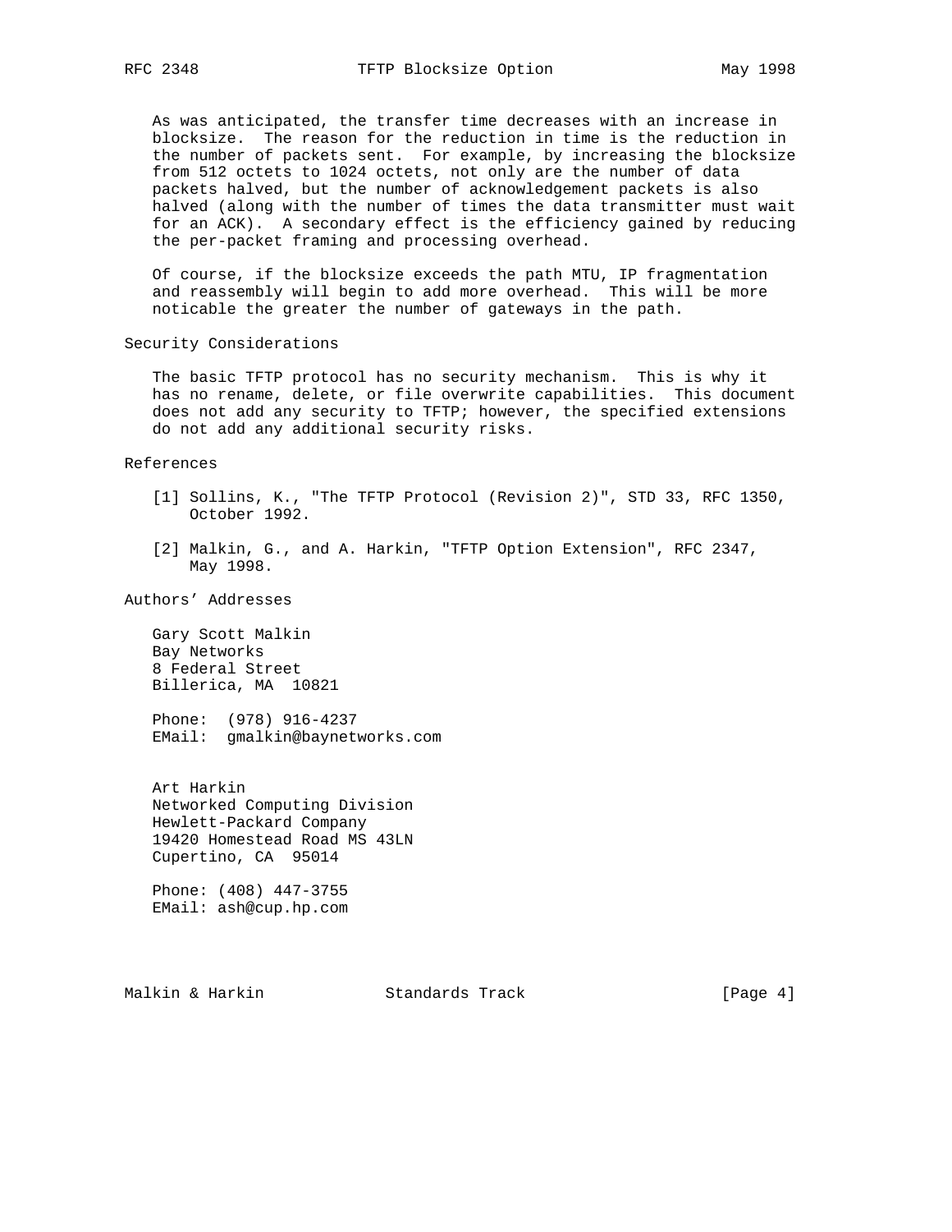As was anticipated, the transfer time decreases with an increase in blocksize. The reason for the reduction in time is the reduction in the number of packets sent. For example, by increasing the blocksize from 512 octets to 1024 octets, not only are the number of data packets halved, but the number of acknowledgement packets is also halved (along with the number of times the data transmitter must wait for an ACK). A secondary effect is the efficiency gained by reducing the per-packet framing and processing overhead.

Of course, if the blocksize exceeds the path MTU, IP fragmentation and reassembly will begin to add more overhead. This will be more noticable the greater the number of gateways in the path.

## Security Considerations

The basic TFTP protocol has no security mechanism. This is why it has no rename, delete, or file overwrite capabilities. This document does not add any security to TFTP; however, the specified extensions do not add any additional security risks.

## References

[1] Sollins, K., "The TFTP Protocol (Revision 2)", STD 33, RFC 1350, October 1992.

[2] Malkin, G., and A. Harkin, "TFTP Option Extension", RFC 2347, May 1998.

## Authors' Addresses

Gary Scott Malkin
Bay Networks
8 Federal Street
Billerica, MA 10821

Phone: (978) 916-4237
EMail: gmalkin@baynetworks.com

Art Harkin
Networked Computing Division
Hewlett-Packard Company
19420 Homestead Road MS 43LN
Cupertino, CA 95014

Phone: (408) 447-3755
EMail: ash@cup.hp.com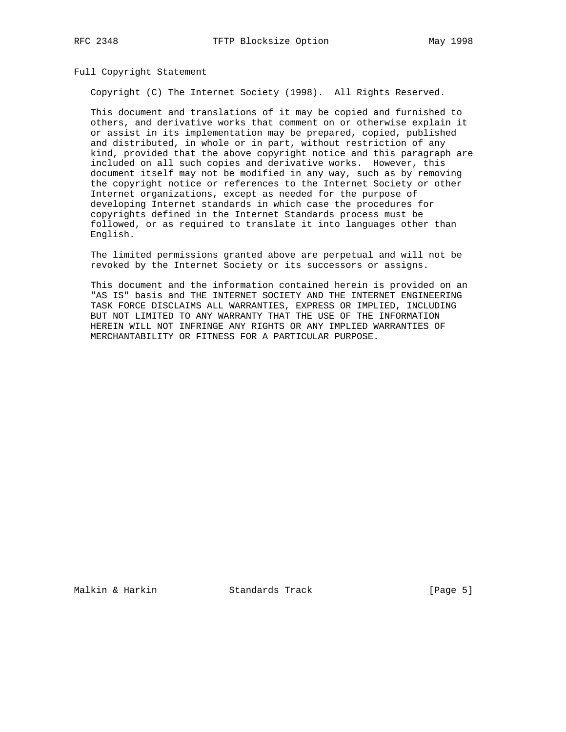## Full Copyright Statement

Copyright (C) The Internet Society (1998). All Rights Reserved.

This document and translations of it may be copied and furnished to others, and derivative works that comment on or otherwise explain it or assist in its implementation may be prepared, copied, published and distributed, in whole or in part, without restriction of any kind, provided that the above copyright notice and this paragraph are included on all such copies and derivative works. However, this document itself may not be modified in any way, such as by removing the copyright notice or references to the Internet Society or other Internet organizations, except as needed for the purpose of developing Internet standards in which case the procedures for copyrights defined in the Internet Standards process must be followed, or as required to translate it into languages other than English.

The limited permissions granted above are perpetual and will not be revoked by the Internet Society or its successors or assigns.

This document and the information contained herein is provided on an "AS IS" basis and THE INTERNET SOCIETY AND THE INTERNET ENGINEERING TASK FORCE DISCLAIMS ALL WARRANTIES, EXPRESS OR IMPLIED, INCLUDING BUT NOT LIMITED TO ANY WARRANTY THAT THE USE OF THE INFORMATION HEREIN WILL NOT INFRINGE ANY RIGHTS OR ANY IMPLIED WARRANTIES OF MERCHANTABILITY OR FITNESS FOR A PARTICULAR PURPOSE.